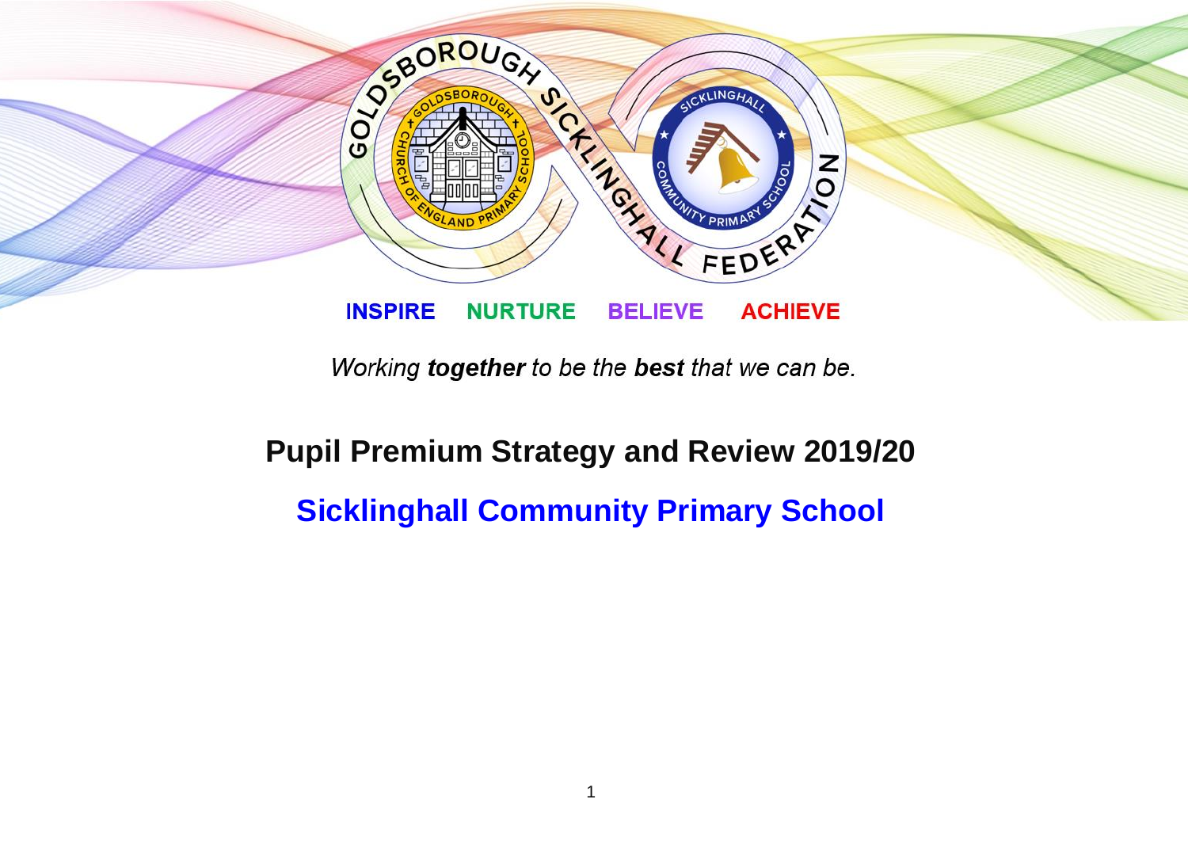**INSPIRE NURTURE BELIEVE ACHIEVE**

*Working **together** to be the **best** that we can be.*

# Pupil Premium Strategy and Review 2019/20

## Sicklinghall Community Primary School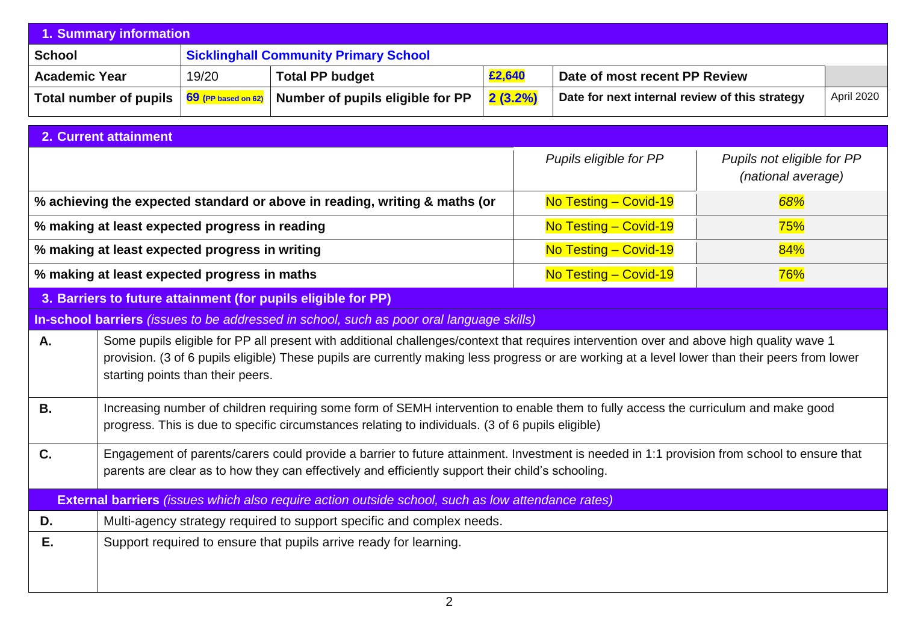## 1. Summary information

| School | Sicklinghall Community Primary School | | | | |
|---|---|---|---|---|---|
| Academic Year | 19/20 | Total PP budget | £2,640 | Date of most recent PP Review | |
| Total number of pupils | 69 (PP based on 62) | Number of pupils eligible for PP | 2 (3.2%) | Date for next internal review of this strategy | April 2020 |

## 2. Current attainment

| | *Pupils eligible for PP* | *Pupils not eligible for PP (national average)* |
|---|---|---|
| **% achieving the expected standard or above in reading, writing & maths (or** | No Testing – Covid-19 | *68%* |
| **% making at least expected progress in reading** | No Testing – Covid-19 | 75% |
| **% making at least expected progress in writing** | No Testing – Covid-19 | 84% |
| **% making at least expected progress in maths** | No Testing – Covid-19 | 76% |

## 3. Barriers to future attainment (for pupils eligible for PP)

**In-school barriers** *(issues to be addressed in school, such as poor oral language skills)*

| | |
|---|---|
| **A.** | Some pupils eligible for PP all present with additional challenges/context that requires intervention over and above high quality wave 1 provision. (3 of 6 pupils eligible) These pupils are currently making less progress or are working at a level lower than their peers from lower starting points than their peers. |
| **B.** | Increasing number of children requiring some form of SEMH intervention to enable them to fully access the curriculum and make good progress. This is due to specific circumstances relating to individuals. (3 of 6 pupils eligible) |
| **C.** | Engagement of parents/carers could provide a barrier to future attainment. Investment is needed in 1:1 provision from school to ensure that parents are clear as to how they can effectively and efficiently support their child's schooling. |

**External barriers** *(issues which also require action outside school, such as low attendance rates)*

| | |
|---|---|
| **D.** | Multi-agency strategy required to support specific and complex needs. |
| **E.** | Support required to ensure that pupils arrive ready for learning. |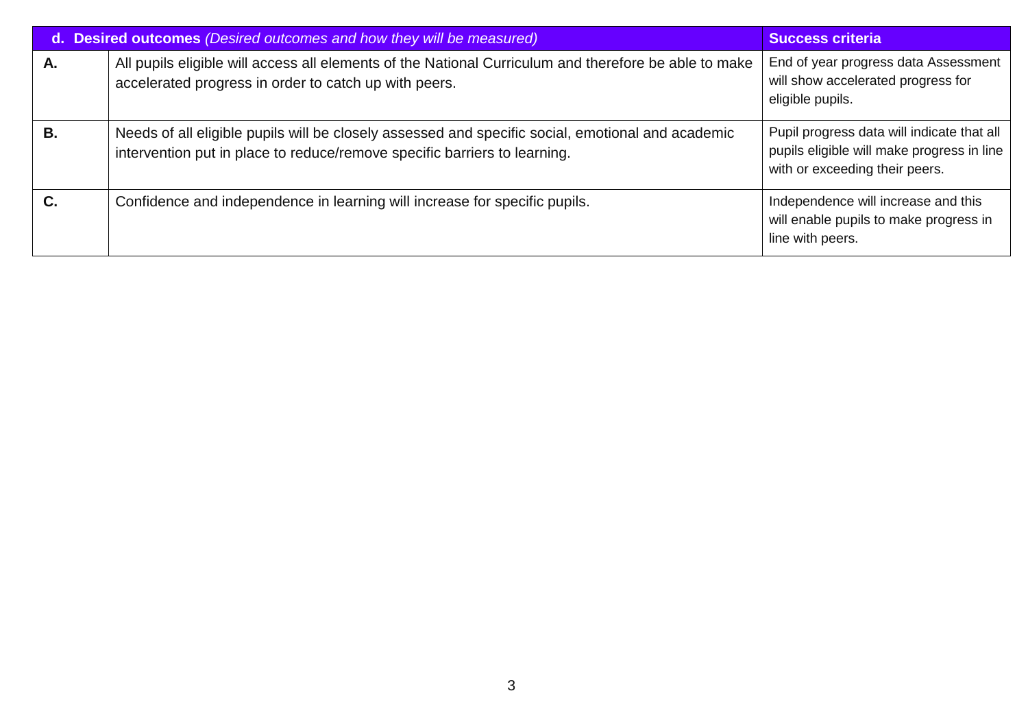| d. **Desired outcomes** *(Desired outcomes and how they will be measured)* | | **Success criteria** |
|---|---|---|
| **A.** | All pupils eligible will access all elements of the National Curriculum and therefore be able to make accelerated progress in order to catch up with peers. | End of year progress data Assessment will show accelerated progress for eligible pupils. |
| **B.** | Needs of all eligible pupils will be closely assessed and specific social, emotional and academic intervention put in place to reduce/remove specific barriers to learning. | Pupil progress data will indicate that all pupils eligible will make progress in line with or exceeding their peers. |
| **C.** | Confidence and independence in learning will increase for specific pupils. | Independence will increase and this will enable pupils to make progress in line with peers. |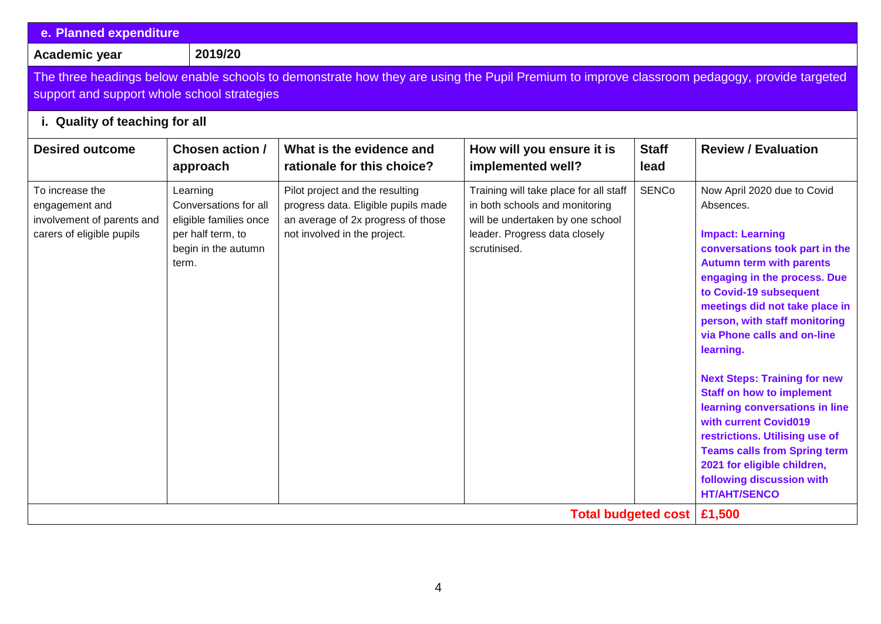## e. Planned expenditure

| Academic year | 2019/20 |
|---|---|

The three headings below enable schools to demonstrate how they are using the Pupil Premium to improve classroom pedagogy, provide targeted support and support whole school strategies

### i. Quality of teaching for all

| Desired outcome | Chosen action / approach | What is the evidence and rationale for this choice? | How will you ensure it is implemented well? | Staff lead | Review / Evaluation |
|---|---|---|---|---|---|
| To increase the engagement and involvement of parents and carers of eligible pupils | Learning Conversations for all eligible families once per half term, to begin in the autumn term. | Pilot project and the resulting progress data. Eligible pupils made an average of 2x progress of those not involved in the project. | Training will take place for all staff in both schools and monitoring will be undertaken by one school leader. Progress data closely scrutinised. | SENCo | Now April 2020 due to Covid Absences.<br><br>**Impact: Learning conversations took part in the Autumn term with parents engaging in the process. Due to Covid-19 subsequent meetings did not take place in person, with staff monitoring via Phone calls and on-line learning.**<br><br>**Next Steps: Training for new Staff on how to implement learning conversations in line with current Covid019 restrictions. Utilising use of Teams calls from Spring term 2021 for eligible children, following discussion with HT/AHT/SENCO** |
| | | | | **Total budgeted cost** | **£1,500** |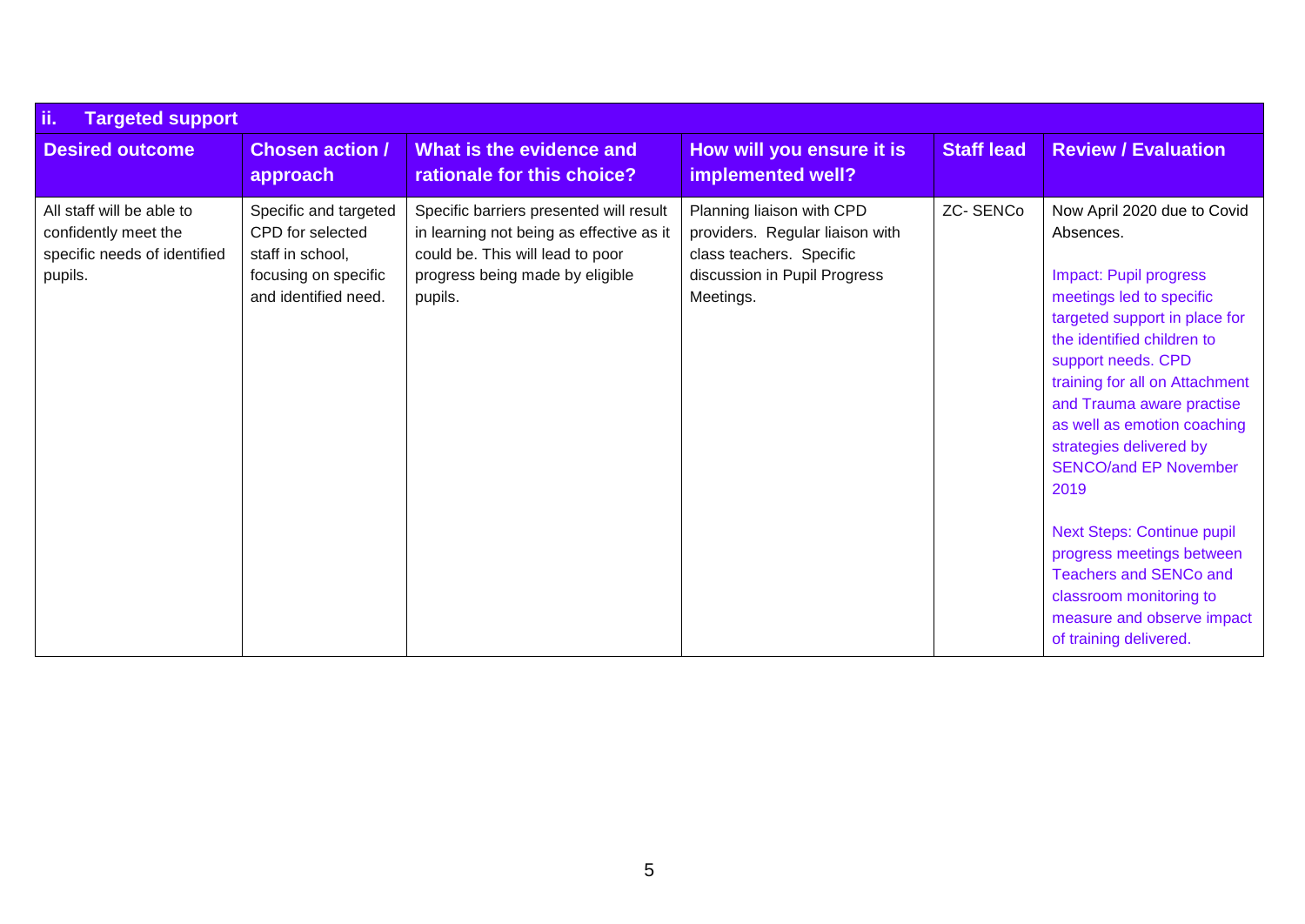| ii. Targeted support | | | | | |
|---|---|---|---|---|---|
| **Desired outcome** | **Chosen action / approach** | **What is the evidence and rationale for this choice?** | **How will you ensure it is implemented well?** | **Staff lead** | **Review / Evaluation** |
| All staff will be able to confidently meet the specific needs of identified pupils. | Specific and targeted CPD for selected staff in school, focusing on specific and identified need. | Specific barriers presented will result in learning not being as effective as it could be. This will lead to poor progress being made by eligible pupils. | Planning liaison with CPD providers. Regular liaison with class teachers. Specific discussion in Pupil Progress Meetings. | ZC- SENCo | Now April 2020 due to Covid Absences.<br><br>Impact: Pupil progress meetings led to specific targeted support in place for the identified children to support needs. CPD training for all on Attachment and Trauma aware practise as well as emotion coaching strategies delivered by SENCO/and EP November 2019<br><br>Next Steps: Continue pupil progress meetings between Teachers and SENCo and classroom monitoring to measure and observe impact of training delivered. |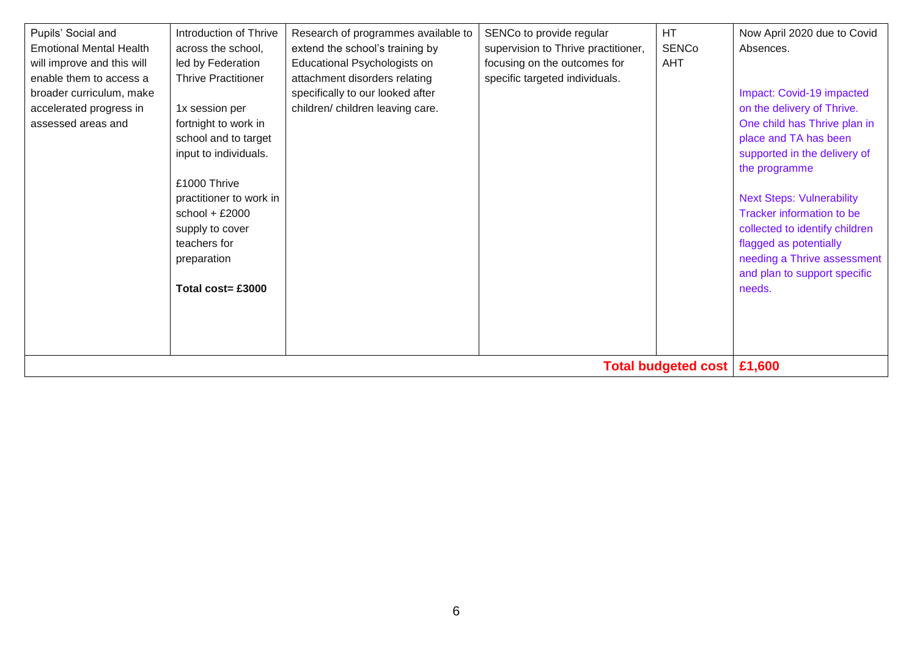| | | | | | |
|---|---|---|---|---|---|
| Pupils' Social and Emotional Mental Health will improve and this will enable them to access a broader curriculum, make accelerated progress in assessed areas and | Introduction of Thrive across the school, led by Federation Thrive Practitioner<br><br>1x session per fortnight to work in school and to target input to individuals.<br><br>£1000 Thrive practitioner to work in school + £2000 supply to cover teachers for preparation<br><br>**Total cost= £3000** | Research of programmes available to extend the school's training by Educational Psychologists on attachment disorders relating specifically to our looked after children/ children leaving care. | SENCo to provide regular supervision to Thrive practitioner, focusing on the outcomes for specific targeted individuals. | HT<br>SENCo<br>AHT | Now April 2020 due to Covid Absences.<br><br>Impact: Covid-19 impacted on the delivery of Thrive. One child has Thrive plan in place and TA has been supported in the delivery of the programme<br><br>Next Steps: Vulnerability Tracker information to be collected to identify children flagged as potentially needing a Thrive assessment and plan to support specific needs. |
| | | | | **Total budgeted cost** | **£1,600** |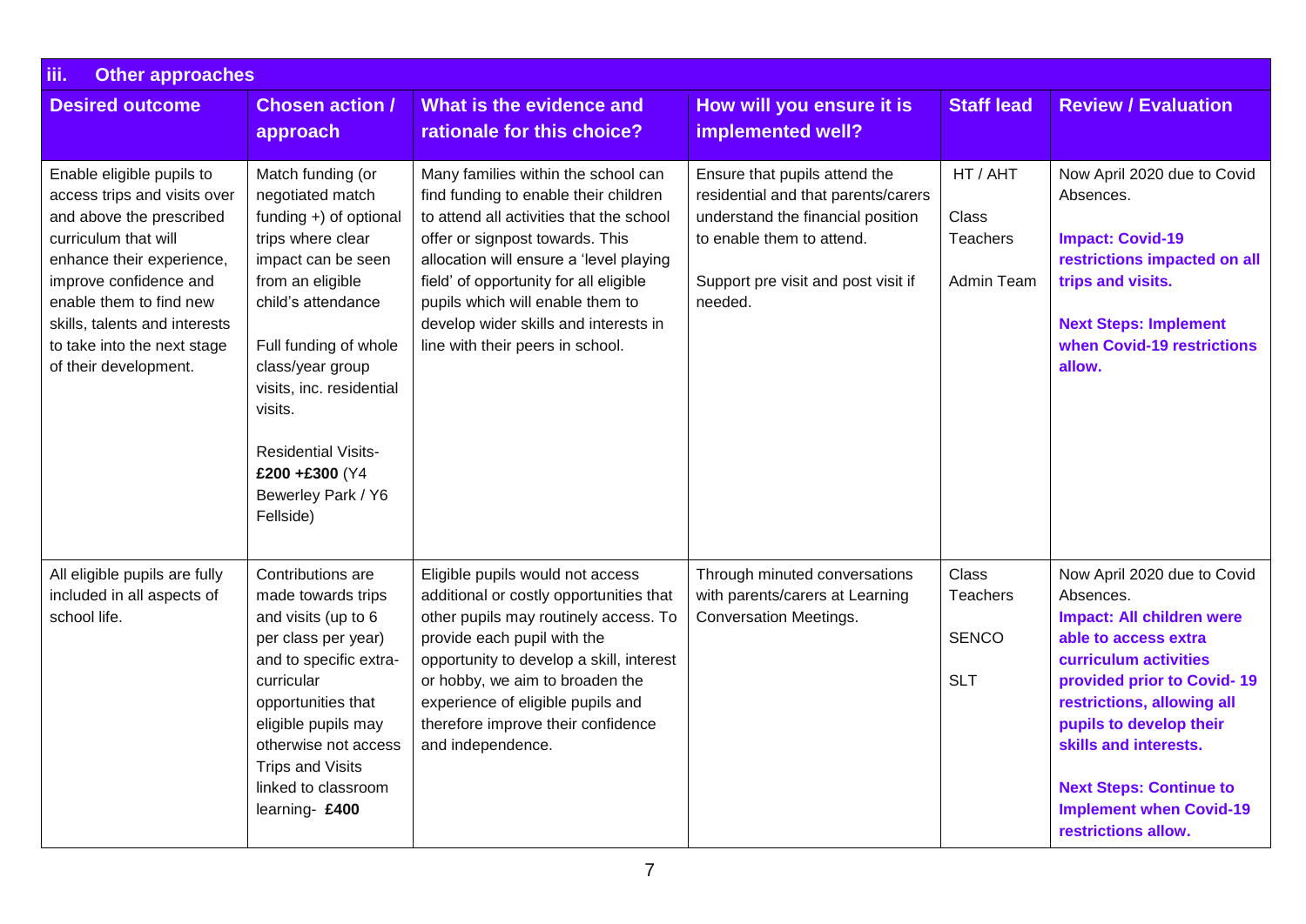| iii. Other approaches | | | | | |
|---|---|---|---|---|---|
| **Desired outcome** | **Chosen action / approach** | **What is the evidence and rationale for this choice?** | **How will you ensure it is implemented well?** | **Staff lead** | **Review / Evaluation** |
| Enable eligible pupils to access trips and visits over and above the prescribed curriculum that will enhance their experience, improve confidence and enable them to find new skills, talents and interests to take into the next stage of their development. | Match funding (or negotiated match funding +) of optional trips where clear impact can be seen from an eligible child's attendance<br><br>Full funding of whole class/year group visits, inc. residential visits.<br><br>Residential Visits- **£200 +£300** (Y4 Bewerley Park / Y6 Fellside) | Many families within the school can find funding to enable their children to attend all activities that the school offer or signpost towards. This allocation will ensure a 'level playing field' of opportunity for all eligible pupils which will enable them to develop wider skills and interests in line with their peers in school. | Ensure that pupils attend the residential and that parents/carers understand the financial position to enable them to attend.<br><br>Support pre visit and post visit if needed. | HT / AHT<br><br>Class Teachers<br><br>Admin Team | Now April 2020 due to Covid Absences.<br><br>**Impact: Covid-19 restrictions impacted on all trips and visits.**<br><br>**Next Steps: Implement when Covid-19 restrictions allow.** |
| All eligible pupils are fully included in all aspects of school life. | Contributions are made towards trips and visits (up to 6 per class per year) and to specific extra-curricular opportunities that eligible pupils may otherwise not access Trips and Visits linked to classroom learning- **£400** | Eligible pupils would not access additional or costly opportunities that other pupils may routinely access. To provide each pupil with the opportunity to develop a skill, interest or hobby, we aim to broaden the experience of eligible pupils and therefore improve their confidence and independence. | Through minuted conversations with parents/carers at Learning Conversation Meetings. | Class Teachers<br><br>SENCO<br><br>SLT | Now April 2020 due to Covid Absences.<br>**Impact: All children were able to access extra curriculum activities provided prior to Covid- 19 restrictions, allowing all pupils to develop their skills and interests.**<br><br>**Next Steps: Continue to Implement when Covid-19 restrictions allow.** |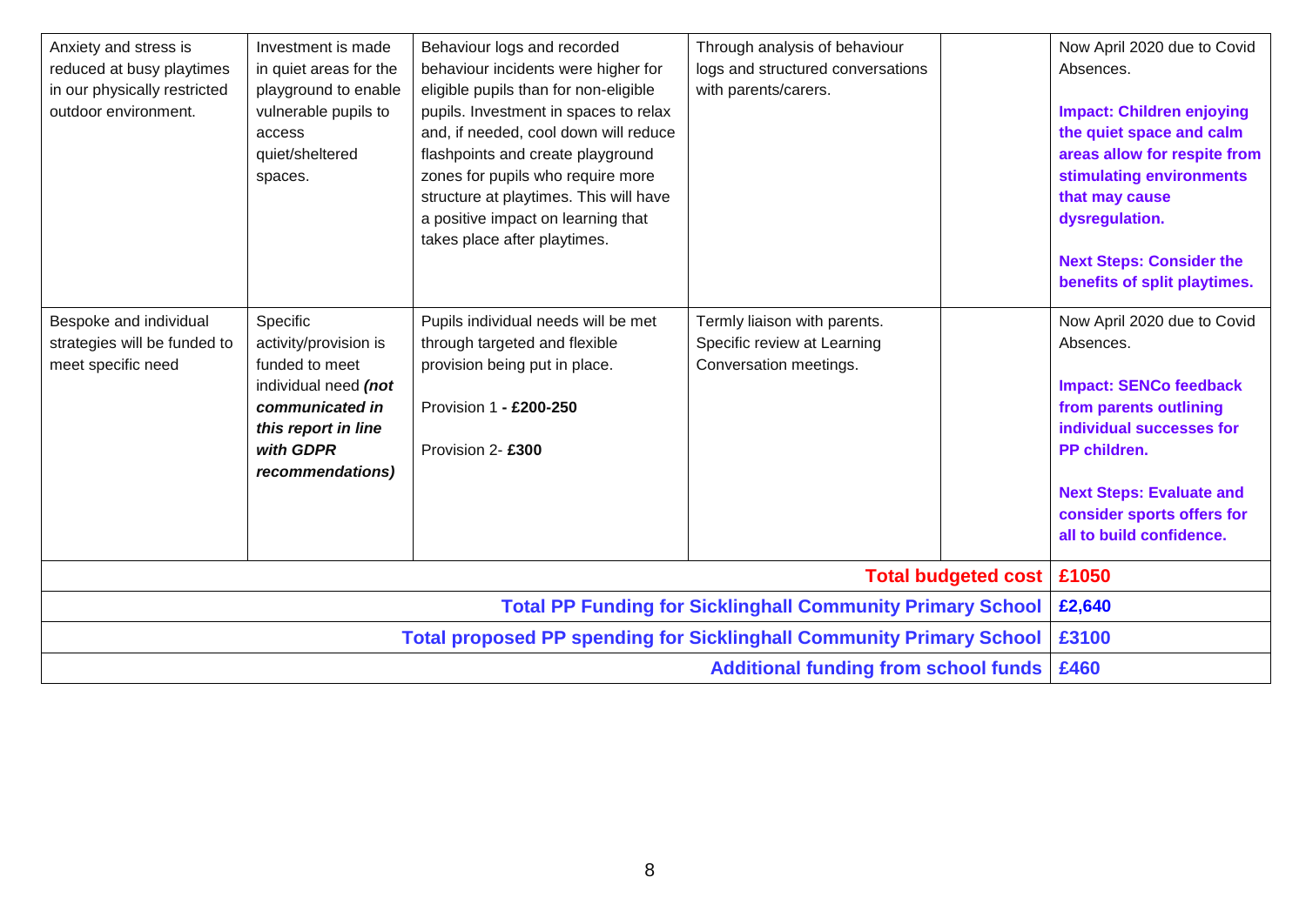| | | | | | |
|---|---|---|---|---|---|
| Anxiety and stress is reduced at busy playtimes in our physically restricted outdoor environment. | Investment is made in quiet areas for the playground to enable vulnerable pupils to access quiet/sheltered spaces. | Behaviour logs and recorded behaviour incidents were higher for eligible pupils than for non-eligible pupils. Investment in spaces to relax and, if needed, cool down will reduce flashpoints and create playground zones for pupils who require more structure at playtimes. This will have a positive impact on learning that takes place after playtimes. | Through analysis of behaviour logs and structured conversations with parents/carers. | | Now April 2020 due to Covid Absences.<br><br>**Impact: Children enjoying the quiet space and calm areas allow for respite from stimulating environments that may cause dysregulation.**<br><br>**Next Steps: Consider the benefits of split playtimes.** |
| Bespoke and individual strategies will be funded to meet specific need | Specific activity/provision is funded to meet individual need ***(not communicated in this report in line with GDPR recommendations)*** | Pupils individual needs will be met through targeted and flexible provision being put in place.<br><br>Provision 1 **- £200-250**<br><br>Provision 2- **£300** | Termly liaison with parents. Specific review at Learning Conversation meetings. | | Now April 2020 due to Covid Absences.<br><br>**Impact: SENCo feedback from parents outlining individual successes for PP children.**<br><br>**Next Steps: Evaluate and consider sports offers for all to build confidence.** |
| | | | | **Total budgeted cost** | **£1050** |
| | | | | **Total PP Funding for Sicklinghall Community Primary School** | **£2,640** |
| | | | | **Total proposed PP spending for Sicklinghall Community Primary School** | **£3100** |
| | | | | **Additional funding from school funds** | **£460** |